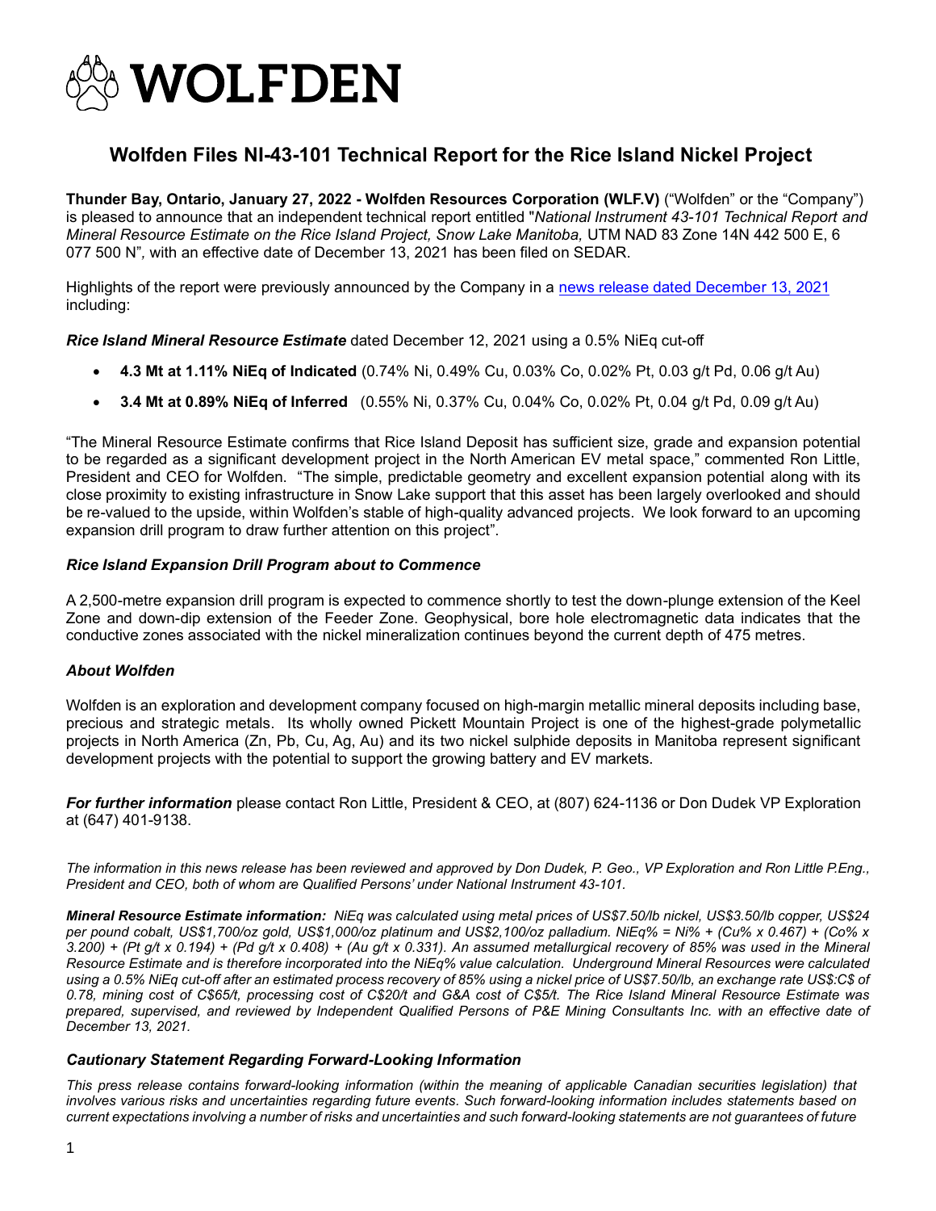# WOLFDEN

## Wolfden Files NI-43-101 Technical Report for the Rice Island Nickel Project

**Thunder Bay, Ontario, January 27, 2022 - Wolfden Resources Corporation (WLF.V)** ("Wolfden" or the "Company") is pleased to announce that an independent technical report entitled "*National Instrument 43-101 Technical Report and Mineral Resource Estimate on the Rice Island Project, Snow Lake Manitoba,* UTM NAD 83 Zone 14N 442 500 E, 6 077 500 N", with an effective date of December 13, 2021 has been filed on SEDAR.

Highlights of the report were previously announced by the Company in a news release dated December 13, 2021 including:

***Rice Island Mineral Resource Estimate*** dated December 12, 2021 using a 0.5% NiEq cut-off

- **4.3 Mt at 1.11% NiEq of Indicated** (0.74% Ni, 0.49% Cu, 0.03% Co, 0.02% Pt, 0.03 g/t Pd, 0.06 g/t Au)
- **3.4 Mt at 0.89% NiEq of Inferred** (0.55% Ni, 0.37% Cu, 0.04% Co, 0.02% Pt, 0.04 g/t Pd, 0.09 g/t Au)

"The Mineral Resource Estimate confirms that Rice Island Deposit has sufficient size, grade and expansion potential to be regarded as a significant development project in the North American EV metal space," commented Ron Little, President and CEO for Wolfden. "The simple, predictable geometry and excellent expansion potential along with its close proximity to existing infrastructure in Snow Lake support that this asset has been largely overlooked and should be re-valued to the upside, within Wolfden's stable of high-quality advanced projects. We look forward to an upcoming expansion drill program to draw further attention on this project".

### *Rice Island Expansion Drill Program about to Commence*

A 2,500-metre expansion drill program is expected to commence shortly to test the down-plunge extension of the Keel Zone and down-dip extension of the Feeder Zone. Geophysical, bore hole electromagnetic data indicates that the conductive zones associated with the nickel mineralization continues beyond the current depth of 475 metres.

### *About Wolfden*

Wolfden is an exploration and development company focused on high-margin metallic mineral deposits including base, precious and strategic metals. Its wholly owned Pickett Mountain Project is one of the highest-grade polymetallic projects in North America (Zn, Pb, Cu, Ag, Au) and its two nickel sulphide deposits in Manitoba represent significant development projects with the potential to support the growing battery and EV markets.

***For further information*** please contact Ron Little, President & CEO, at (807) 624-1136 or Don Dudek VP Exploration at (647) 401-9138.

*The information in this news release has been reviewed and approved by Don Dudek, P. Geo., VP Exploration and Ron Little P.Eng., President and CEO, both of whom are Qualified Persons' under National Instrument 43-101.*

***Mineral Resource Estimate information:*** *NiEq was calculated using metal prices of US$7.50/lb nickel, US$3.50/lb copper, US$24 per pound cobalt, US$1,700/oz gold, US$1,000/oz platinum and US$2,100/oz palladium. NiEq% = Ni% + (Cu% x 0.467) + (Co% x 3.200) + (Pt g/t x 0.194) + (Pd g/t x 0.408) + (Au g/t x 0.331). An assumed metallurgical recovery of 85% was used in the Mineral Resource Estimate and is therefore incorporated into the NiEq% value calculation. Underground Mineral Resources were calculated using a 0.5% NiEq cut-off after an estimated process recovery of 85% using a nickel price of US$7.50/lb, an exchange rate US$:C$ of 0.78, mining cost of C$65/t, processing cost of C$20/t and G&A cost of C$5/t. The Rice Island Mineral Resource Estimate was prepared, supervised, and reviewed by Independent Qualified Persons of P&E Mining Consultants Inc. with an effective date of December 13, 2021.*

### *Cautionary Statement Regarding Forward-Looking Information*

*This press release contains forward-looking information (within the meaning of applicable Canadian securities legislation) that involves various risks and uncertainties regarding future events. Such forward-looking information includes statements based on current expectations involving a number of risks and uncertainties and such forward-looking statements are not guarantees of future*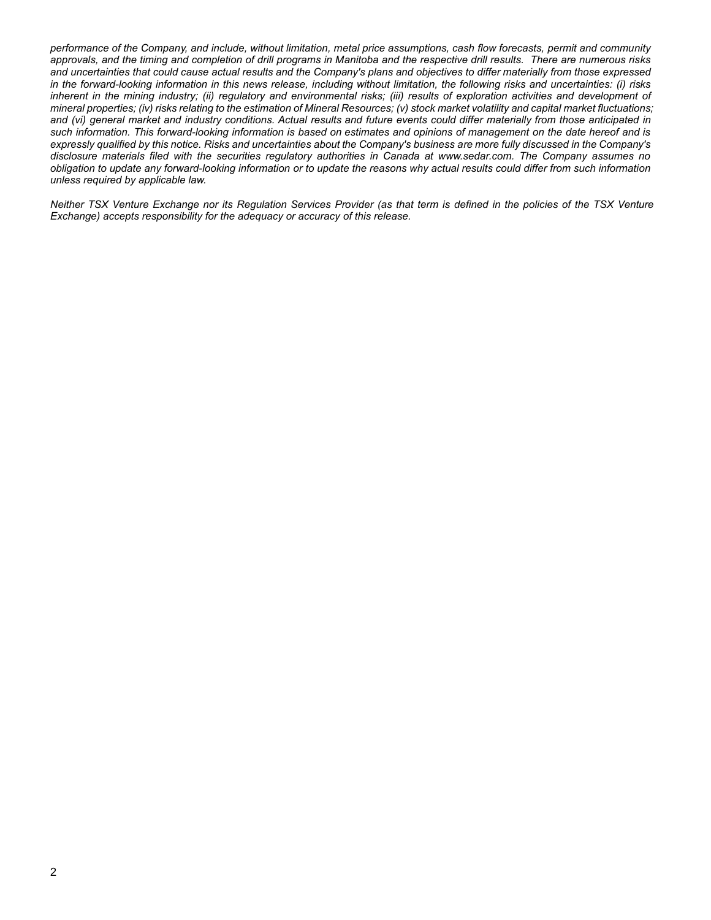*performance of the Company, and include, without limitation, metal price assumptions, cash flow forecasts, permit and community approvals, and the timing and completion of drill programs in Manitoba and the respective drill results. There are numerous risks and uncertainties that could cause actual results and the Company's plans and objectives to differ materially from those expressed in the forward-looking information in this news release, including without limitation, the following risks and uncertainties: (i) risks inherent in the mining industry; (ii) regulatory and environmental risks; (iii) results of exploration activities and development of mineral properties; (iv) risks relating to the estimation of Mineral Resources; (v) stock market volatility and capital market fluctuations; and (vi) general market and industry conditions. Actual results and future events could differ materially from those anticipated in such information. This forward-looking information is based on estimates and opinions of management on the date hereof and is expressly qualified by this notice. Risks and uncertainties about the Company's business are more fully discussed in the Company's disclosure materials filed with the securities regulatory authorities in Canada at www.sedar.com. The Company assumes no obligation to update any forward-looking information or to update the reasons why actual results could differ from such information unless required by applicable law.*

*Neither TSX Venture Exchange nor its Regulation Services Provider (as that term is defined in the policies of the TSX Venture Exchange) accepts responsibility for the adequacy or accuracy of this release.*